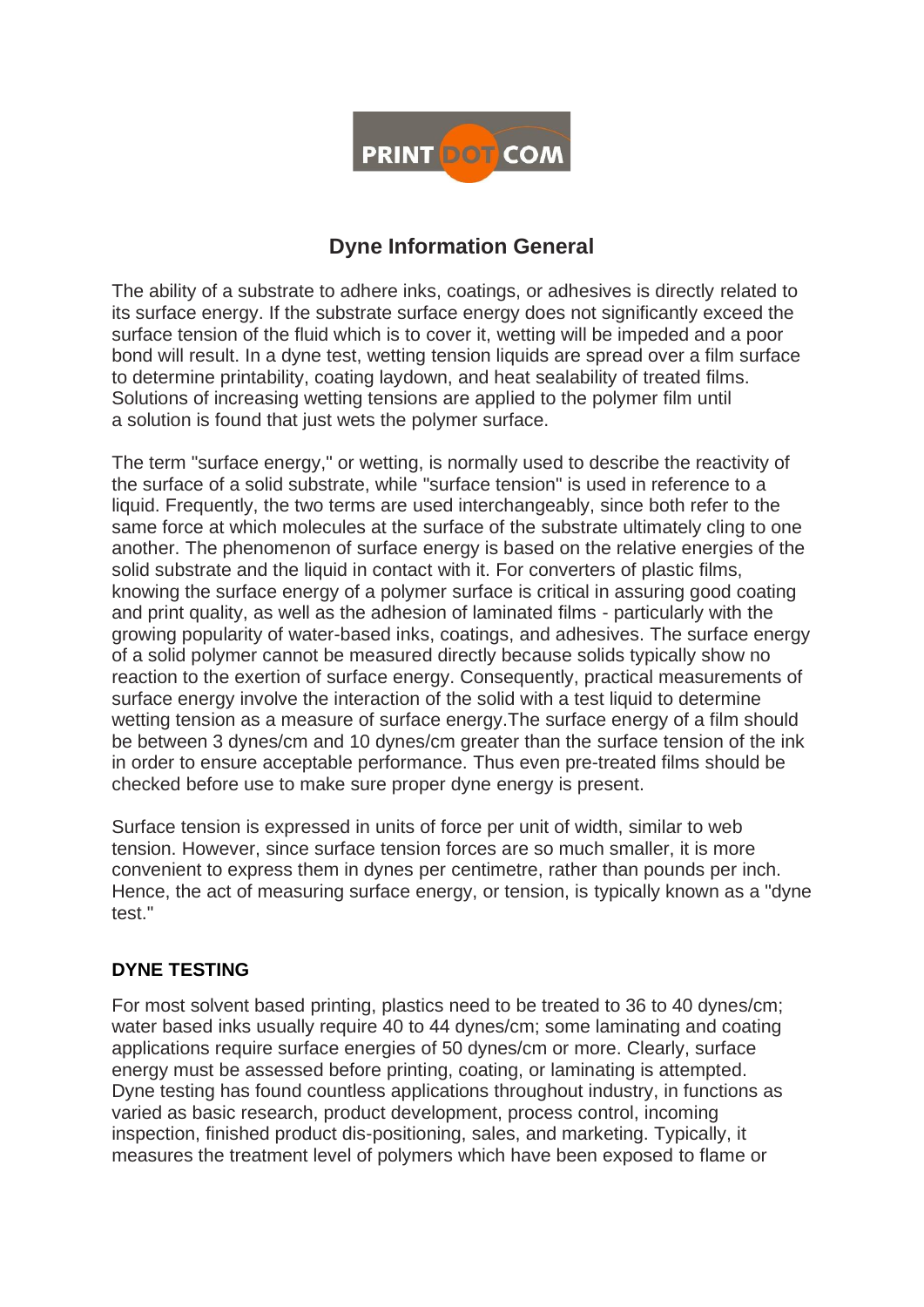PRINT DOT COM

# Dyne Information General

The ability of a substrate to adhere inks, coatings, or adhesives is directly related to its surface energy. If the substrate surface energy does not significantly exceed the surface tension of the fluid which is to cover it, wetting will be impeded and a poor bond will result. In a dyne test, wetting tension liquids are spread over a film surface to determine printability, coating laydown, and heat sealability of treated films. Solutions of increasing wetting tensions are applied to the polymer film until a solution is found that just wets the polymer surface.

The term "surface energy," or wetting, is normally used to describe the reactivity of the surface of a solid substrate, while "surface tension" is used in reference to a liquid. Frequently, the two terms are used interchangeably, since both refer to the same force at which molecules at the surface of the substrate ultimately cling to one another. The phenomenon of surface energy is based on the relative energies of the solid substrate and the liquid in contact with it. For converters of plastic films, knowing the surface energy of a polymer surface is critical in assuring good coating and print quality, as well as the adhesion of laminated films - particularly with the growing popularity of water-based inks, coatings, and adhesives. The surface energy of a solid polymer cannot be measured directly because solids typically show no reaction to the exertion of surface energy. Consequently, practical measurements of surface energy involve the interaction of the solid with a test liquid to determine wetting tension as a measure of surface energy.The surface energy of a film should be between 3 dynes/cm and 10 dynes/cm greater than the surface tension of the ink in order to ensure acceptable performance. Thus even pre-treated films should be checked before use to make sure proper dyne energy is present.

Surface tension is expressed in units of force per unit of width, similar to web tension. However, since surface tension forces are so much smaller, it is more convenient to express them in dynes per centimetre, rather than pounds per inch. Hence, the act of measuring surface energy, or tension, is typically known as a "dyne test."

## DYNE TESTING

For most solvent based printing, plastics need to be treated to 36 to 40 dynes/cm; water based inks usually require 40 to 44 dynes/cm; some laminating and coating applications require surface energies of 50 dynes/cm or more. Clearly, surface energy must be assessed before printing, coating, or laminating is attempted. Dyne testing has found countless applications throughout industry, in functions as varied as basic research, product development, process control, incoming inspection, finished product dis-positioning, sales, and marketing. Typically, it measures the treatment level of polymers which have been exposed to flame or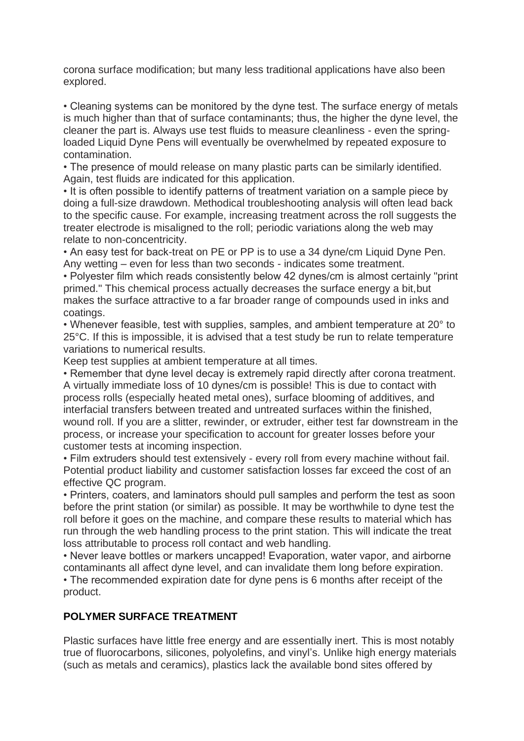corona surface modification; but many less traditional applications have also been explored.

- Cleaning systems can be monitored by the dyne test. The surface energy of metals is much higher than that of surface contaminants; thus, the higher the dyne level, the cleaner the part is. Always use test fluids to measure cleanliness - even the spring-loaded Liquid Dyne Pens will eventually be overwhelmed by repeated exposure to contamination.
- The presence of mould release on many plastic parts can be similarly identified. Again, test fluids are indicated for this application.
- It is often possible to identify patterns of treatment variation on a sample piece by doing a full-size drawdown. Methodical troubleshooting analysis will often lead back to the specific cause. For example, increasing treatment across the roll suggests the treater electrode is misaligned to the roll; periodic variations along the web may relate to non-concentricity.
- An easy test for back-treat on PE or PP is to use a 34 dyne/cm Liquid Dyne Pen. Any wetting – even for less than two seconds - indicates some treatment.
- Polyester film which reads consistently below 42 dynes/cm is almost certainly "print primed." This chemical process actually decreases the surface energy a bit,but makes the surface attractive to a far broader range of compounds used in inks and coatings.
- Whenever feasible, test with supplies, samples, and ambient temperature at 20° to 25°C. If this is impossible, it is advised that a test study be run to relate temperature variations to numerical results.

Keep test supplies at ambient temperature at all times.

- Remember that dyne level decay is extremely rapid directly after corona treatment. A virtually immediate loss of 10 dynes/cm is possible! This is due to contact with process rolls (especially heated metal ones), surface blooming of additives, and interfacial transfers between treated and untreated surfaces within the finished, wound roll. If you are a slitter, rewinder, or extruder, either test far downstream in the process, or increase your specification to account for greater losses before your customer tests at incoming inspection.
- Film extruders should test extensively - every roll from every machine without fail. Potential product liability and customer satisfaction losses far exceed the cost of an effective QC program.
- Printers, coaters, and laminators should pull samples and perform the test as soon before the print station (or similar) as possible. It may be worthwhile to dyne test the roll before it goes on the machine, and compare these results to material which has run through the web handling process to the print station. This will indicate the treat loss attributable to process roll contact and web handling.
- Never leave bottles or markers uncapped! Evaporation, water vapor, and airborne contaminants all affect dyne level, and can invalidate them long before expiration.
- The recommended expiration date for dyne pens is 6 months after receipt of the product.

## POLYMER SURFACE TREATMENT

Plastic surfaces have little free energy and are essentially inert. This is most notably true of fluorocarbons, silicones, polyolefins, and vinyl's. Unlike high energy materials (such as metals and ceramics), plastics lack the available bond sites offered by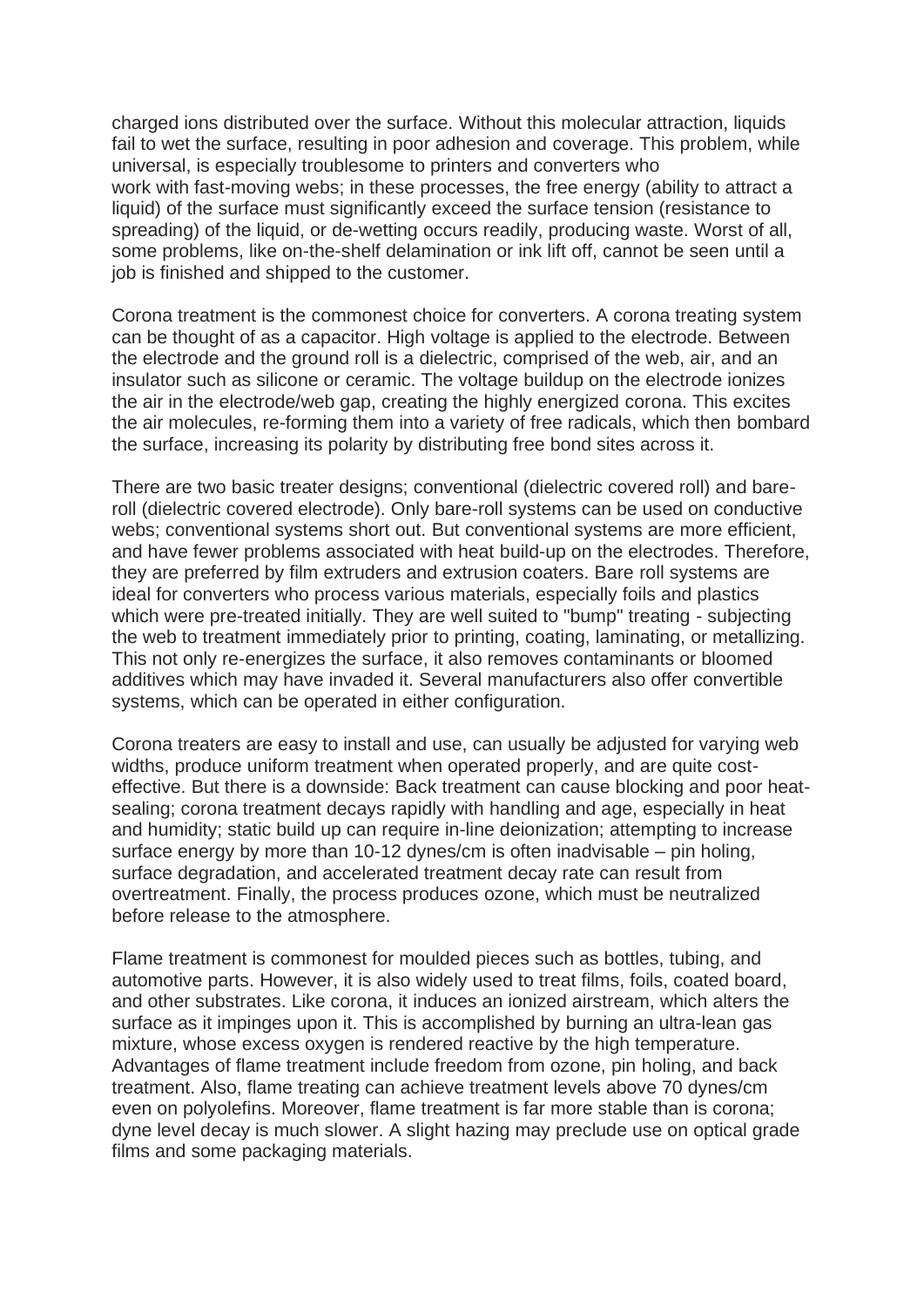charged ions distributed over the surface. Without this molecular attraction, liquids fail to wet the surface, resulting in poor adhesion and coverage. This problem, while universal, is especially troublesome to printers and converters who work with fast-moving webs; in these processes, the free energy (ability to attract a liquid) of the surface must significantly exceed the surface tension (resistance to spreading) of the liquid, or de-wetting occurs readily, producing waste. Worst of all, some problems, like on-the-shelf delamination or ink lift off, cannot be seen until a job is finished and shipped to the customer.

Corona treatment is the commonest choice for converters. A corona treating system can be thought of as a capacitor. High voltage is applied to the electrode. Between the electrode and the ground roll is a dielectric, comprised of the web, air, and an insulator such as silicone or ceramic. The voltage buildup on the electrode ionizes the air in the electrode/web gap, creating the highly energized corona. This excites the air molecules, re-forming them into a variety of free radicals, which then bombard the surface, increasing its polarity by distributing free bond sites across it.

There are two basic treater designs; conventional (dielectric covered roll) and bare-roll (dielectric covered electrode). Only bare-roll systems can be used on conductive webs; conventional systems short out. But conventional systems are more efficient, and have fewer problems associated with heat build-up on the electrodes. Therefore, they are preferred by film extruders and extrusion coaters. Bare roll systems are ideal for converters who process various materials, especially foils and plastics which were pre-treated initially. They are well suited to "bump" treating - subjecting the web to treatment immediately prior to printing, coating, laminating, or metallizing. This not only re-energizes the surface, it also removes contaminants or bloomed additives which may have invaded it. Several manufacturers also offer convertible systems, which can be operated in either configuration.

Corona treaters are easy to install and use, can usually be adjusted for varying web widths, produce uniform treatment when operated properly, and are quite cost-effective. But there is a downside: Back treatment can cause blocking and poor heat-sealing; corona treatment decays rapidly with handling and age, especially in heat and humidity; static build up can require in-line deionization; attempting to increase surface energy by more than 10-12 dynes/cm is often inadvisable – pin holing, surface degradation, and accelerated treatment decay rate can result from overtreatment. Finally, the process produces ozone, which must be neutralized before release to the atmosphere.

Flame treatment is commonest for moulded pieces such as bottles, tubing, and automotive parts. However, it is also widely used to treat films, foils, coated board, and other substrates. Like corona, it induces an ionized airstream, which alters the surface as it impinges upon it. This is accomplished by burning an ultra-lean gas mixture, whose excess oxygen is rendered reactive by the high temperature. Advantages of flame treatment include freedom from ozone, pin holing, and back treatment. Also, flame treating can achieve treatment levels above 70 dynes/cm even on polyolefins. Moreover, flame treatment is far more stable than is corona; dyne level decay is much slower. A slight hazing may preclude use on optical grade films and some packaging materials.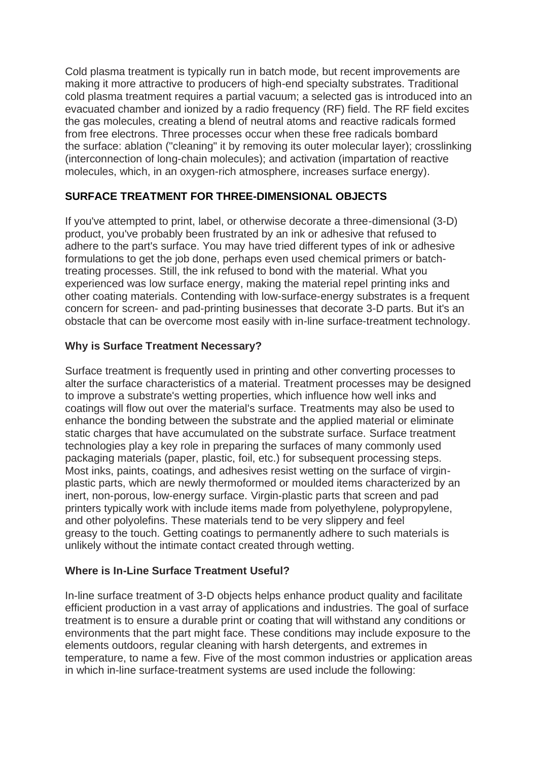Cold plasma treatment is typically run in batch mode, but recent improvements are making it more attractive to producers of high-end specialty substrates. Traditional cold plasma treatment requires a partial vacuum; a selected gas is introduced into an evacuated chamber and ionized by a radio frequency (RF) field. The RF field excites the gas molecules, creating a blend of neutral atoms and reactive radicals formed from free electrons. Three processes occur when these free radicals bombard the surface: ablation ("cleaning" it by removing its outer molecular layer); crosslinking (interconnection of long-chain molecules); and activation (impartation of reactive molecules, which, in an oxygen-rich atmosphere, increases surface energy).

## SURFACE TREATMENT FOR THREE-DIMENSIONAL OBJECTS

If you've attempted to print, label, or otherwise decorate a three-dimensional (3-D) product, you've probably been frustrated by an ink or adhesive that refused to adhere to the part's surface. You may have tried different types of ink or adhesive formulations to get the job done, perhaps even used chemical primers or batch-treating processes. Still, the ink refused to bond with the material. What you experienced was low surface energy, making the material repel printing inks and other coating materials. Contending with low-surface-energy substrates is a frequent concern for screen- and pad-printing businesses that decorate 3-D parts. But it's an obstacle that can be overcome most easily with in-line surface-treatment technology.

### Why is Surface Treatment Necessary?

Surface treatment is frequently used in printing and other converting processes to alter the surface characteristics of a material. Treatment processes may be designed to improve a substrate's wetting properties, which influence how well inks and coatings will flow out over the material's surface. Treatments may also be used to enhance the bonding between the substrate and the applied material or eliminate static charges that have accumulated on the substrate surface. Surface treatment technologies play a key role in preparing the surfaces of many commonly used packaging materials (paper, plastic, foil, etc.) for subsequent processing steps. Most inks, paints, coatings, and adhesives resist wetting on the surface of virgin-plastic parts, which are newly thermoformed or moulded items characterized by an inert, non-porous, low-energy surface. Virgin-plastic parts that screen and pad printers typically work with include items made from polyethylene, polypropylene, and other polyolefins. These materials tend to be very slippery and feel greasy to the touch. Getting coatings to permanently adhere to such materials is unlikely without the intimate contact created through wetting.

### Where is In-Line Surface Treatment Useful?

In-line surface treatment of 3-D objects helps enhance product quality and facilitate efficient production in a vast array of applications and industries. The goal of surface treatment is to ensure a durable print or coating that will withstand any conditions or environments that the part might face. These conditions may include exposure to the elements outdoors, regular cleaning with harsh detergents, and extremes in temperature, to name a few. Five of the most common industries or application areas in which in-line surface-treatment systems are used include the following: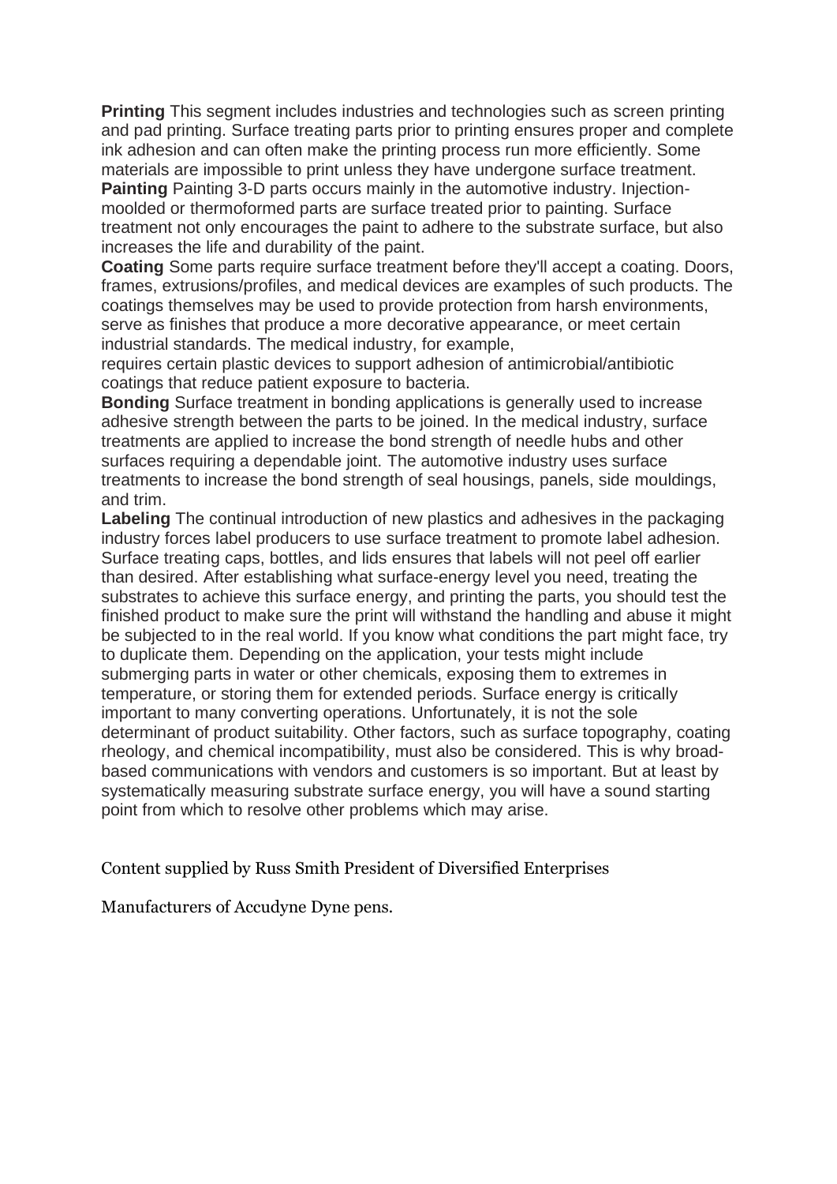**Printing** This segment includes industries and technologies such as screen printing and pad printing. Surface treating parts prior to printing ensures proper and complete ink adhesion and can often make the printing process run more efficiently. Some materials are impossible to print unless they have undergone surface treatment.

**Painting** Painting 3-D parts occurs mainly in the automotive industry. Injection-moolded or thermoformed parts are surface treated prior to painting. Surface treatment not only encourages the paint to adhere to the substrate surface, but also increases the life and durability of the paint.

**Coating** Some parts require surface treatment before they'll accept a coating. Doors, frames, extrusions/profiles, and medical devices are examples of such products. The coatings themselves may be used to provide protection from harsh environments, serve as finishes that produce a more decorative appearance, or meet certain industrial standards. The medical industry, for example, requires certain plastic devices to support adhesion of antimicrobial/antibiotic coatings that reduce patient exposure to bacteria.

**Bonding** Surface treatment in bonding applications is generally used to increase adhesive strength between the parts to be joined. In the medical industry, surface treatments are applied to increase the bond strength of needle hubs and other surfaces requiring a dependable joint. The automotive industry uses surface treatments to increase the bond strength of seal housings, panels, side mouldings, and trim.

**Labeling** The continual introduction of new plastics and adhesives in the packaging industry forces label producers to use surface treatment to promote label adhesion. Surface treating caps, bottles, and lids ensures that labels will not peel off earlier than desired. After establishing what surface-energy level you need, treating the substrates to achieve this surface energy, and printing the parts, you should test the finished product to make sure the print will withstand the handling and abuse it might be subjected to in the real world. If you know what conditions the part might face, try to duplicate them. Depending on the application, your tests might include submerging parts in water or other chemicals, exposing them to extremes in temperature, or storing them for extended periods. Surface energy is critically important to many converting operations. Unfortunately, it is not the sole determinant of product suitability. Other factors, such as surface topography, coating rheology, and chemical incompatibility, must also be considered. This is why broad-based communications with vendors and customers is so important. But at least by systematically measuring substrate surface energy, you will have a sound starting point from which to resolve other problems which may arise.

Content supplied by Russ Smith President of Diversified Enterprises

Manufacturers of Accudyne Dyne pens.